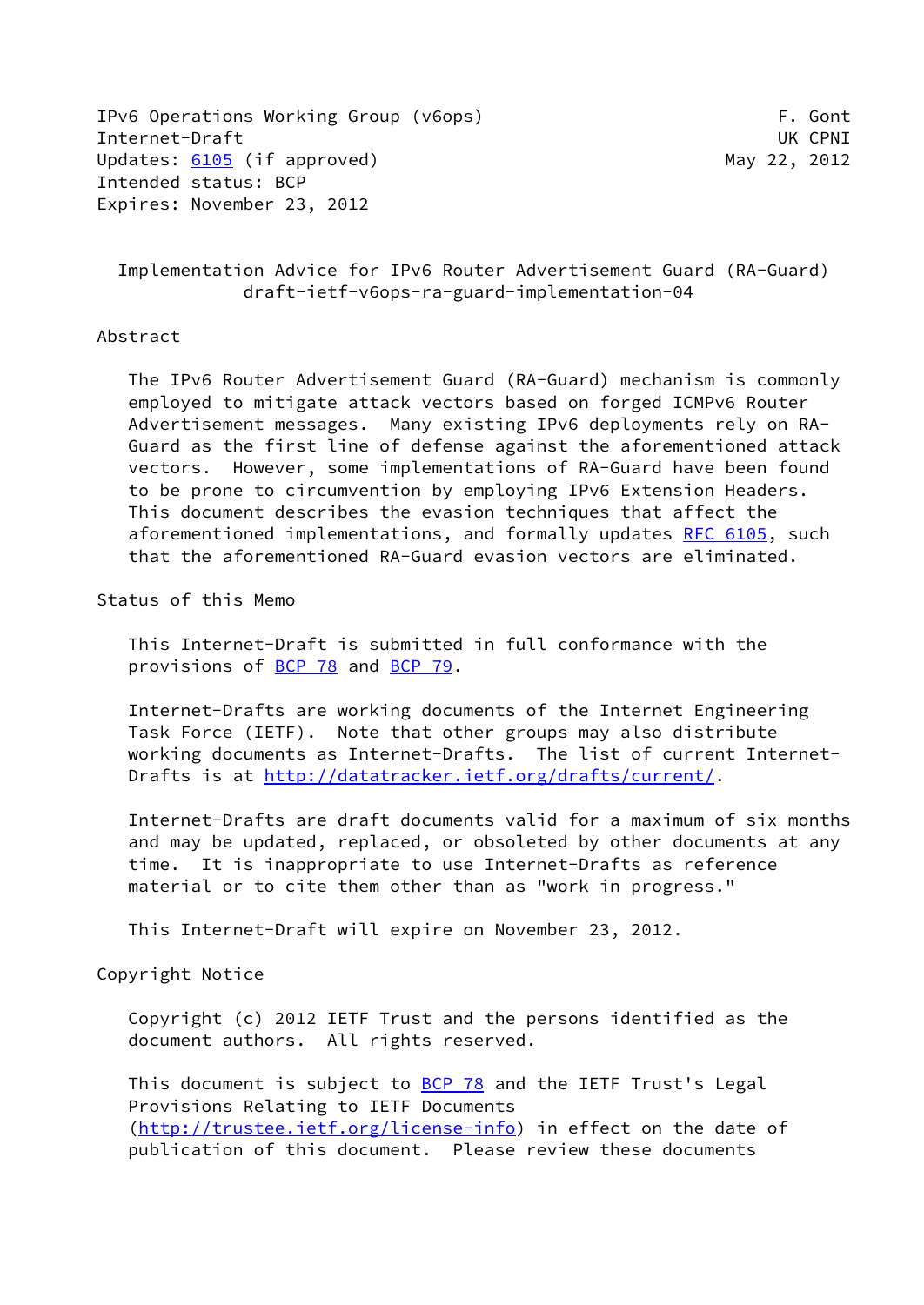IPv6 Operations Working Group (v6ops) F. Gont
Internet-Draft UK CPNI
Updates: 6105 (if approved) May 22, 2012
Intended status: BCP
Expires: November 23, 2012

# Implementation Advice for IPv6 Router Advertisement Guard (RA-Guard)

draft-ietf-v6ops-ra-guard-implementation-04

## Abstract

The IPv6 Router Advertisement Guard (RA-Guard) mechanism is commonly employed to mitigate attack vectors based on forged ICMPv6 Router Advertisement messages. Many existing IPv6 deployments rely on RA-Guard as the first line of defense against the aforementioned attack vectors. However, some implementations of RA-Guard have been found to be prone to circumvention by employing IPv6 Extension Headers. This document describes the evasion techniques that affect the aforementioned implementations, and formally updates RFC 6105, such that the aforementioned RA-Guard evasion vectors are eliminated.

## Status of this Memo

This Internet-Draft is submitted in full conformance with the provisions of BCP 78 and BCP 79.

Internet-Drafts are working documents of the Internet Engineering Task Force (IETF). Note that other groups may also distribute working documents as Internet-Drafts. The list of current Internet-Drafts is at http://datatracker.ietf.org/drafts/current/.

Internet-Drafts are draft documents valid for a maximum of six months and may be updated, replaced, or obsoleted by other documents at any time. It is inappropriate to use Internet-Drafts as reference material or to cite them other than as "work in progress."

This Internet-Draft will expire on November 23, 2012.

## Copyright Notice

Copyright (c) 2012 IETF Trust and the persons identified as the document authors. All rights reserved.

This document is subject to BCP 78 and the IETF Trust's Legal Provisions Relating to IETF Documents (http://trustee.ietf.org/license-info) in effect on the date of publication of this document. Please review these documents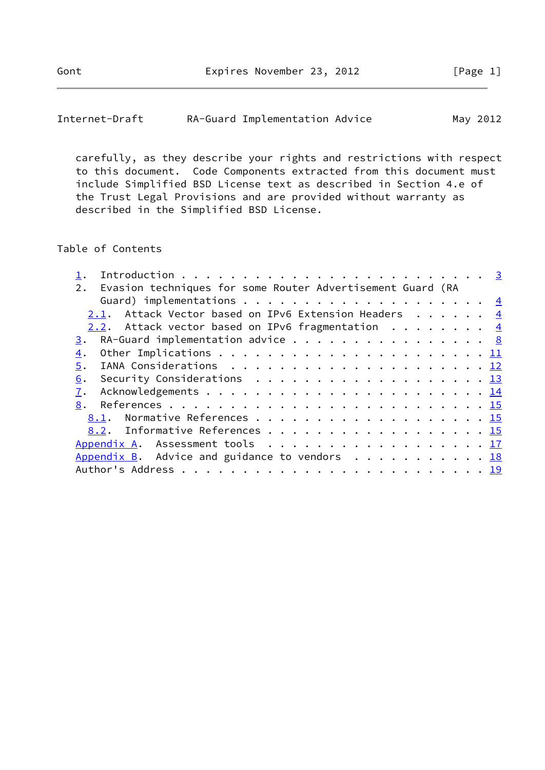carefully, as they describe your rights and restrictions with respect to this document. Code Components extracted from this document must include Simplified BSD License text as described in Section 4.e of the Trust Legal Provisions and are provided without warranty as described in the Simplified BSD License.

## Table of Contents

```
   1.  Introduction . . . . . . . . . . . . . . . . . . . . . . . . .  3
   2.  Evasion techniques for some Router Advertisement Guard (RA
       Guard) implementations . . . . . . . . . . . . . . . . . . . .  4
     2.1.  Attack Vector based on IPv6 Extension Headers  . . . . . .  4
     2.2.  Attack vector based on IPv6 fragmentation  . . . . . . . .  4
   3.  RA-Guard implementation advice . . . . . . . . . . . . . . . .  8
   4.  Other Implications . . . . . . . . . . . . . . . . . . . . . . 11
   5.  IANA Considerations  . . . . . . . . . . . . . . . . . . . . . 12
   6.  Security Considerations  . . . . . . . . . . . . . . . . . . . 13
   7.  Acknowledgements . . . . . . . . . . . . . . . . . . . . . . . 14
   8.  References . . . . . . . . . . . . . . . . . . . . . . . . . . 15
     8.1.  Normative References . . . . . . . . . . . . . . . . . . . 15
     8.2.  Informative References . . . . . . . . . . . . . . . . . . 15
   Appendix A.  Assessment tools  . . . . . . . . . . . . . . . . . . 17
   Appendix B.  Advice and guidance to vendors  . . . . . . . . . . . 18
   Author's Address . . . . . . . . . . . . . . . . . . . . . . . . . 19
```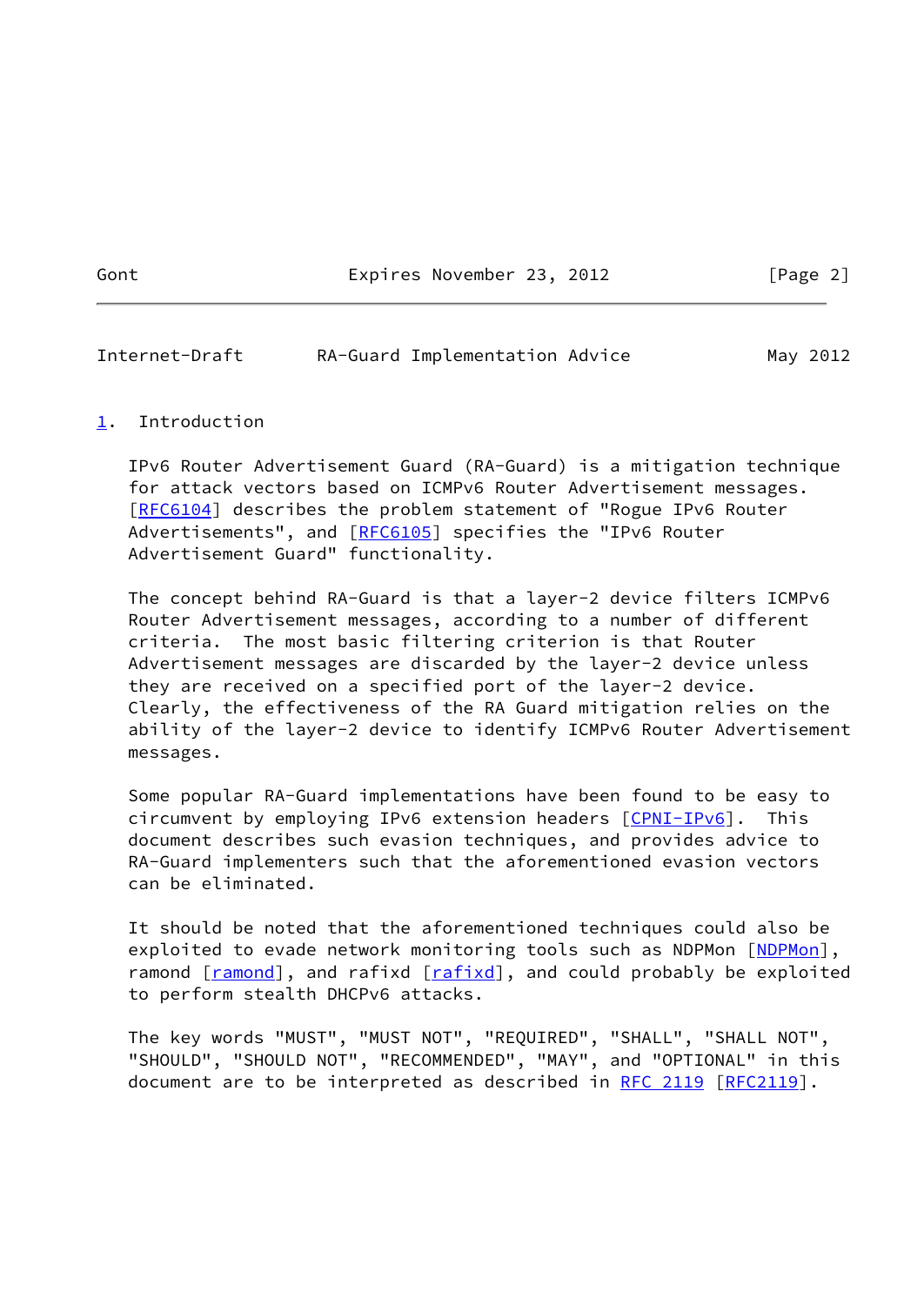## 1. Introduction

IPv6 Router Advertisement Guard (RA-Guard) is a mitigation technique for attack vectors based on ICMPv6 Router Advertisement messages. [RFC6104] describes the problem statement of "Rogue IPv6 Router Advertisements", and [RFC6105] specifies the "IPv6 Router Advertisement Guard" functionality.

The concept behind RA-Guard is that a layer-2 device filters ICMPv6 Router Advertisement messages, according to a number of different criteria. The most basic filtering criterion is that Router Advertisement messages are discarded by the layer-2 device unless they are received on a specified port of the layer-2 device. Clearly, the effectiveness of the RA Guard mitigation relies on the ability of the layer-2 device to identify ICMPv6 Router Advertisement messages.

Some popular RA-Guard implementations have been found to be easy to circumvent by employing IPv6 extension headers [CPNI-IPv6]. This document describes such evasion techniques, and provides advice to RA-Guard implementers such that the aforementioned evasion vectors can be eliminated.

It should be noted that the aforementioned techniques could also be exploited to evade network monitoring tools such as NDPMon [NDPMon], ramond [ramond], and rafixd [rafixd], and could probably be exploited to perform stealth DHCPv6 attacks.

The key words "MUST", "MUST NOT", "REQUIRED", "SHALL", "SHALL NOT", "SHOULD", "SHOULD NOT", "RECOMMENDED", "MAY", and "OPTIONAL" in this document are to be interpreted as described in RFC 2119 [RFC2119].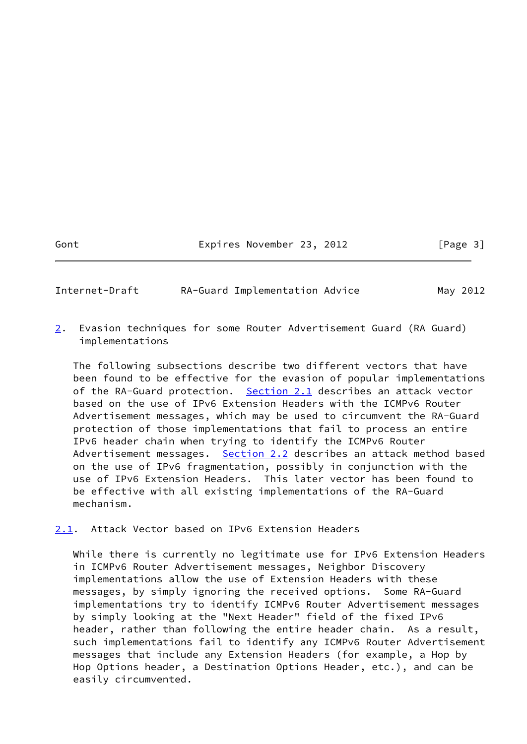## 2. Evasion techniques for some Router Advertisement Guard (RA Guard) implementations

The following subsections describe two different vectors that have been found to be effective for the evasion of popular implementations of the RA-Guard protection. Section 2.1 describes an attack vector based on the use of IPv6 Extension Headers with the ICMPv6 Router Advertisement messages, which may be used to circumvent the RA-Guard protection of those implementations that fail to process an entire IPv6 header chain when trying to identify the ICMPv6 Router Advertisement messages. Section 2.2 describes an attack method based on the use of IPv6 fragmentation, possibly in conjunction with the use of IPv6 Extension Headers. This later vector has been found to be effective with all existing implementations of the RA-Guard mechanism.

### 2.1. Attack Vector based on IPv6 Extension Headers

While there is currently no legitimate use for IPv6 Extension Headers in ICMPv6 Router Advertisement messages, Neighbor Discovery implementations allow the use of Extension Headers with these messages, by simply ignoring the received options. Some RA-Guard implementations try to identify ICMPv6 Router Advertisement messages by simply looking at the "Next Header" field of the fixed IPv6 header, rather than following the entire header chain. As a result, such implementations fail to identify any ICMPv6 Router Advertisement messages that include any Extension Headers (for example, a Hop by Hop Options header, a Destination Options Header, etc.), and can be easily circumvented.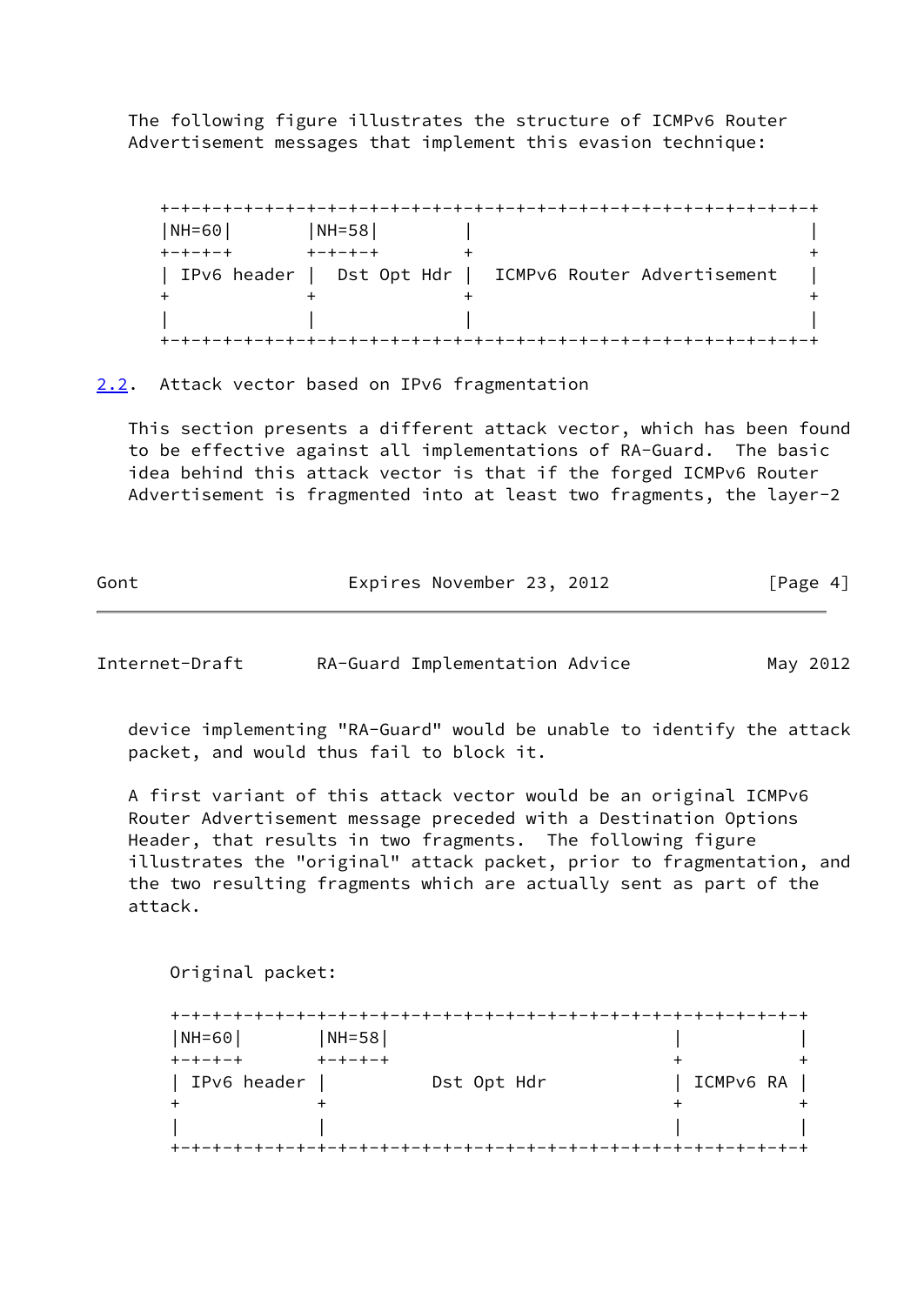The following figure illustrates the structure of ICMPv6 Router Advertisement messages that implement this evasion technique:

```
+-+-+-+-+-+-+-+-+-+-+-+-+-+-+-+-+-+-+-+-+-+-+-+-+-+-+-+-+-+-+-+-+-+
|NH=60|       |NH=58|        |                                 |
+-+-+-+       +-+-+-+        +                                 +
| IPv6 header |  Dst Opt Hdr |  ICMPv6 Router Advertisement    |
+             +              +                                 +
|             |              |                                 |
+-+-+-+-+-+-+-+-+-+-+-+-+-+-+-+-+-+-+-+-+-+-+-+-+-+-+-+-+-+-+-+-+-+
```

## 2.2. Attack vector based on IPv6 fragmentation

This section presents a different attack vector, which has been found to be effective against all implementations of RA-Guard. The basic idea behind this attack vector is that if the forged ICMPv6 Router Advertisement is fragmented into at least two fragments, the layer-2 device implementing "RA-Guard" would be unable to identify the attack packet, and would thus fail to block it.

A first variant of this attack vector would be an original ICMPv6 Router Advertisement message preceded with a Destination Options Header, that results in two fragments. The following figure illustrates the "original" attack packet, prior to fragmentation, and the two resulting fragments which are actually sent as part of the attack.

```
Original packet:

+-+-+-+-+-+-+-+-+-+-+-+-+-+-+-+-+-+-+-+-+-+-+-+-+-+-+-+-+-+-+-+-+
|NH=60|       |NH=58|                             |           |
+-+-+-+       +-+-+-+                             +           +
| IPv6 header |          Dst Opt Hdr              | ICMPv6 RA |
+             +                                   +           +
|             |                                   |           |
+-+-+-+-+-+-+-+-+-+-+-+-+-+-+-+-+-+-+-+-+-+-+-+-+-+-+-+-+-+-+-+-+
```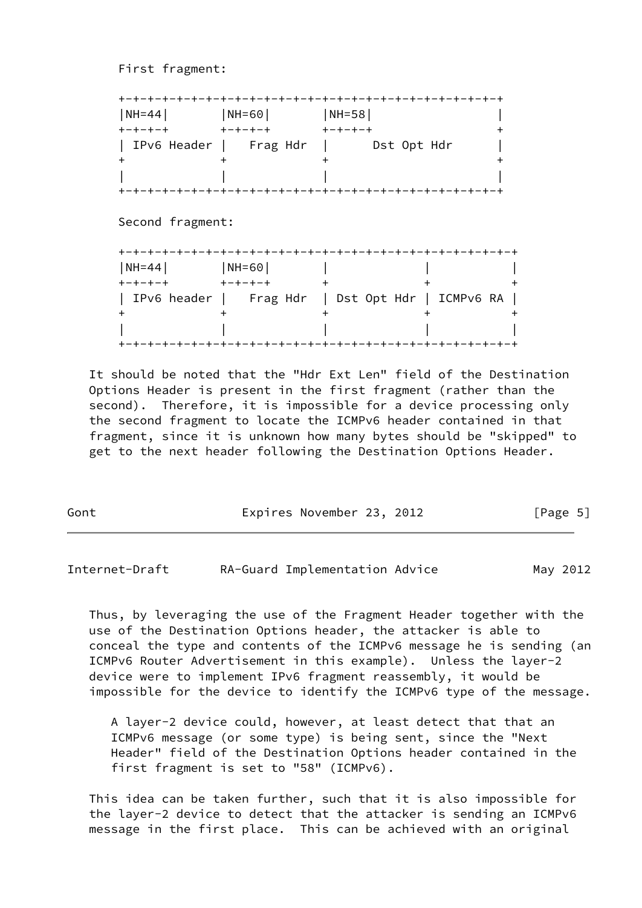First fragment:

```
+-+-+-+-+-+-+-+-+-+-+-+-+-+-+-+-+-+-+-+-+-+-+-+-+-+-+-+-+-+-+-+-+-+-+
|NH=44|       |NH=60|       |NH=58|                  |
+-+-+-+       +-+-+-+       +-+-+-+                  +
| IPv6 Header |   Frag Hdr  |      Dst Opt Hdr       |
+             +             +                        +
|             |             |                        |
+-+-+-+-+-+-+-+-+-+-+-+-+-+-+-+-+-+-+-+-+-+-+-+-+-+-+-+-+-+-+-+-+-+-+
```

Second fragment:

```
+-+-+-+-+-+-+-+-+-+-+-+-+-+-+-+-+-+-+-+-+-+-+-+-+-+-+-+-+-+-+-+-+-+-+-+
|NH=44|       |NH=60|       |             |           |
+-+-+-+       +-+-+-+       +             +           +
| IPv6 header |   Frag Hdr  | Dst Opt Hdr | ICMPv6 RA |
+             +             +             +           +
|             |             |             |           |
+-+-+-+-+-+-+-+-+-+-+-+-+-+-+-+-+-+-+-+-+-+-+-+-+-+-+-+-+-+-+-+-+-+-+-+
```

It should be noted that the "Hdr Ext Len" field of the Destination Options Header is present in the first fragment (rather than the second). Therefore, it is impossible for a device processing only the second fragment to locate the ICMPv6 header contained in that fragment, since it is unknown how many bytes should be "skipped" to get to the next header following the Destination Options Header.

Thus, by leveraging the use of the Fragment Header together with the use of the Destination Options header, the attacker is able to conceal the type and contents of the ICMPv6 message he is sending (an ICMPv6 Router Advertisement in this example). Unless the layer-2 device were to implement IPv6 fragment reassembly, it would be impossible for the device to identify the ICMPv6 type of the message.

> A layer-2 device could, however, at least detect that that an ICMPv6 message (or some type) is being sent, since the "Next Header" field of the Destination Options header contained in the first fragment is set to "58" (ICMPv6).

This idea can be taken further, such that it is also impossible for the layer-2 device to detect that the attacker is sending an ICMPv6 message in the first place. This can be achieved with an original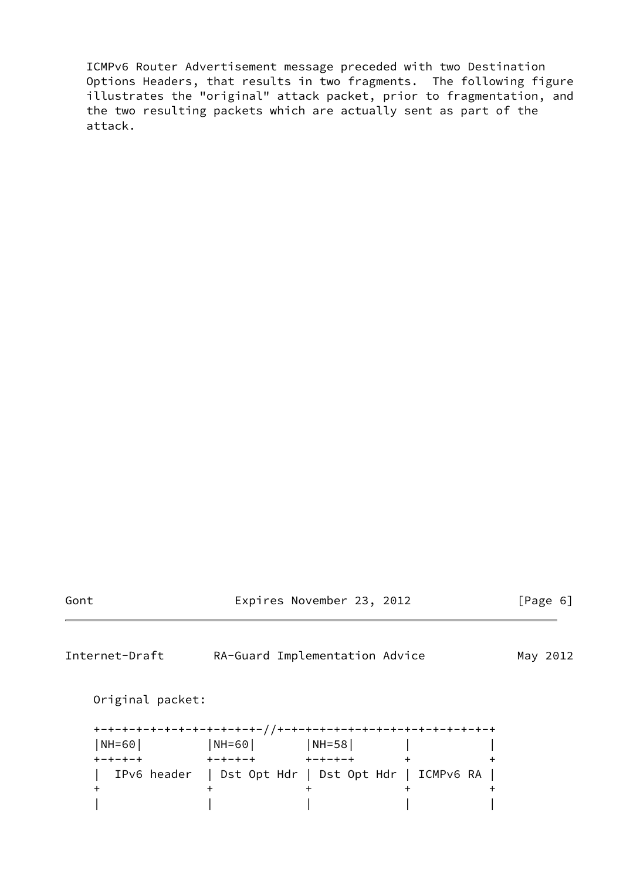ICMPv6 Router Advertisement message preceded with two Destination Options Headers, that results in two fragments. The following figure illustrates the "original" attack packet, prior to fragmentation, and the two resulting packets which are actually sent as part of the attack.

Original packet:

```
+-+-+-+-+-+-+-+-+-+-+-+-//+-+-+-+-+-+-+-+-+-+-+-+-+-+-+-+
|NH=60|         |NH=60|       |NH=58|       |           |
+-+-+-+         +-+-+-+       +-+-+-+       +           +
|  IPv6 header  | Dst Opt Hdr | Dst Opt Hdr | ICMPv6 RA |
+               +             +             +           +
|               |             |             |           |
```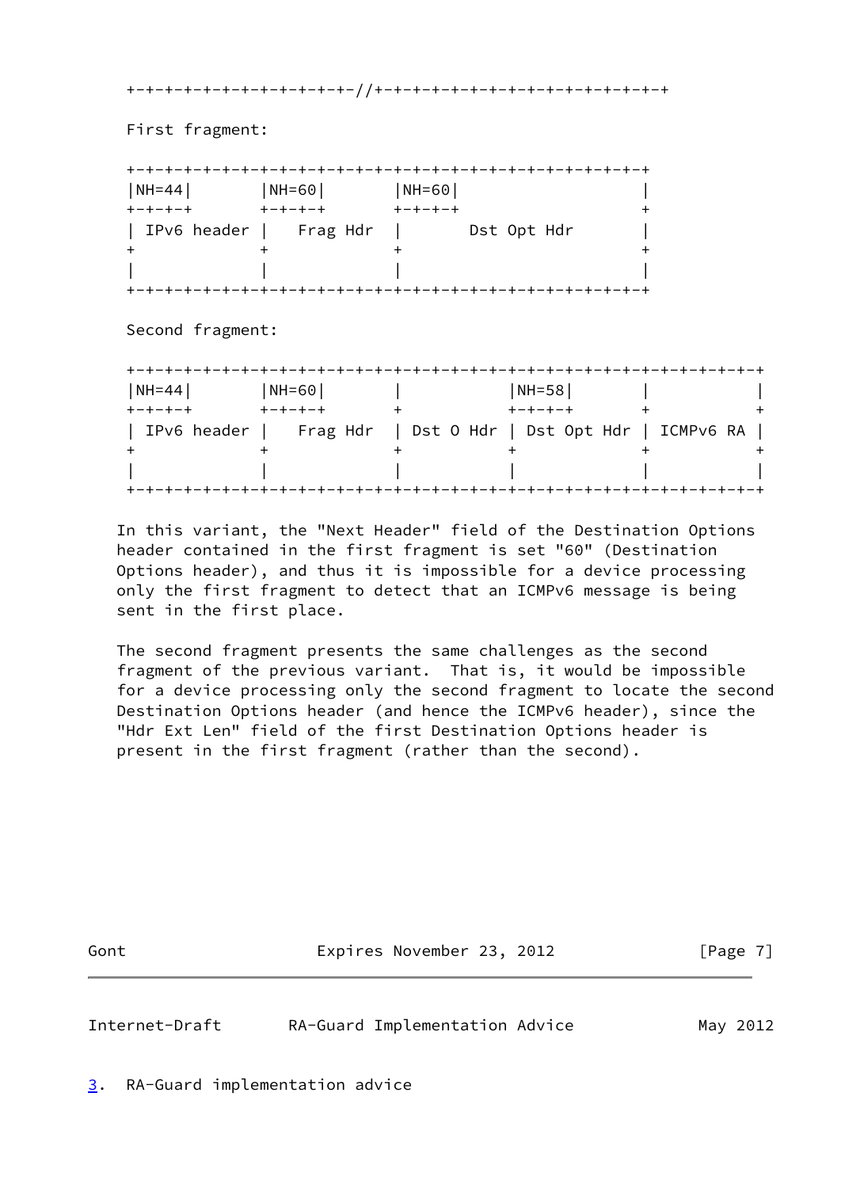```
   +-+-+-+-+-+-+-+-+-+-+-+-//+-+-+-+-+-+-+-+-+-+-+-+-+-+-+
```

First fragment:

```
   +-+-+-+-+-+-+-+-+-+-+-+-+-+-+-+-+-+-+-+-+-+-+-+-+-+-+-+-+-+-+-+-+-+
   |NH=44|       |NH=60|       |NH=60|                   |
   +-+-+-+       +-+-+-+       +-+-+-+                   +
   | IPv6 header |   Frag Hdr  |       Dst Opt Hdr       |
   +             +             +                         +
   |             |             |                         |
   +-+-+-+-+-+-+-+-+-+-+-+-+-+-+-+-+-+-+-+-+-+-+-+-+-+-+-+-+-+-+-+-+-+
```

Second fragment:

```
   +-+-+-+-+-+-+-+-+-+-+-+-+-+-+-+-+-+-+-+-+-+-+-+-+-+-+-+-+-+-+-+-+-+-+-+-+-+-+-+-+-+-+-+-+-+-+
   |NH=44|       |NH=60|       |           |NH=58|       |           |
   +-+-+-+       +-+-+-+       +           +-+-+-+       +           +
   | IPv6 header |   Frag Hdr  | Dst O Hdr | Dst Opt Hdr | ICMPv6 RA |
   +             +             +           +             +           +
   |             |             |           |             |           |
   +-+-+-+-+-+-+-+-+-+-+-+-+-+-+-+-+-+-+-+-+-+-+-+-+-+-+-+-+-+-+-+-+-+-+-+-+-+-+-+-+-+-+-+-+-+-+
```

In this variant, the "Next Header" field of the Destination Options header contained in the first fragment is set "60" (Destination Options header), and thus it is impossible for a device processing only the first fragment to detect that an ICMPv6 message is being sent in the first place.

The second fragment presents the same challenges as the second fragment of the previous variant. That is, it would be impossible for a device processing only the second fragment to locate the second Destination Options header (and hence the ICMPv6 header), since the "Hdr Ext Len" field of the first Destination Options header is present in the first fragment (rather than the second).

## 3. RA-Guard implementation advice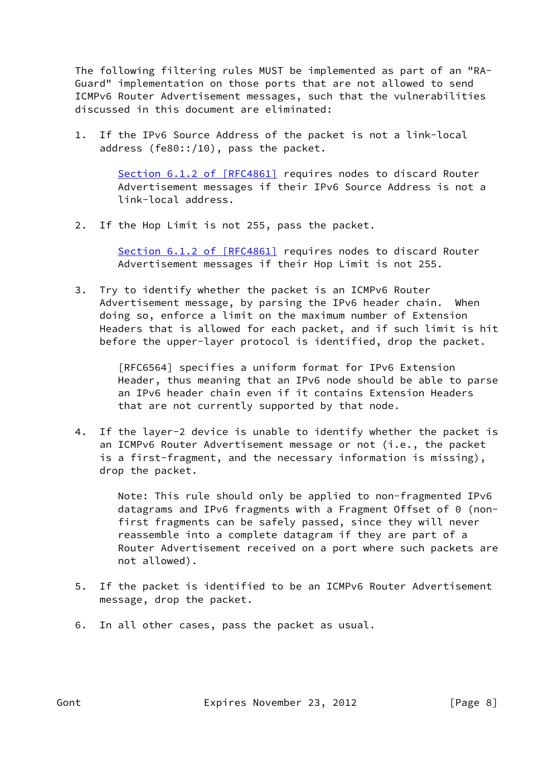The following filtering rules MUST be implemented as part of an "RA-Guard" implementation on those ports that are not allowed to send ICMPv6 Router Advertisement messages, such that the vulnerabilities discussed in this document are eliminated:

1. If the IPv6 Source Address of the packet is not a link-local address (fe80::/10), pass the packet.

   Section 6.1.2 of [RFC4861] requires nodes to discard Router Advertisement messages if their IPv6 Source Address is not a link-local address.

2. If the Hop Limit is not 255, pass the packet.

   Section 6.1.2 of [RFC4861] requires nodes to discard Router Advertisement messages if their Hop Limit is not 255.

3. Try to identify whether the packet is an ICMPv6 Router Advertisement message, by parsing the IPv6 header chain. When doing so, enforce a limit on the maximum number of Extension Headers that is allowed for each packet, and if such limit is hit before the upper-layer protocol is identified, drop the packet.

   [RFC6564] specifies a uniform format for IPv6 Extension Header, thus meaning that an IPv6 node should be able to parse an IPv6 header chain even if it contains Extension Headers that are not currently supported by that node.

4. If the layer-2 device is unable to identify whether the packet is an ICMPv6 Router Advertisement message or not (i.e., the packet is a first-fragment, and the necessary information is missing), drop the packet.

   Note: This rule should only be applied to non-fragmented IPv6 datagrams and IPv6 fragments with a Fragment Offset of 0 (non-first fragments can be safely passed, since they will never reassemble into a complete datagram if they are part of a Router Advertisement received on a port where such packets are not allowed).

5. If the packet is identified to be an ICMPv6 Router Advertisement message, drop the packet.

6. In all other cases, pass the packet as usual.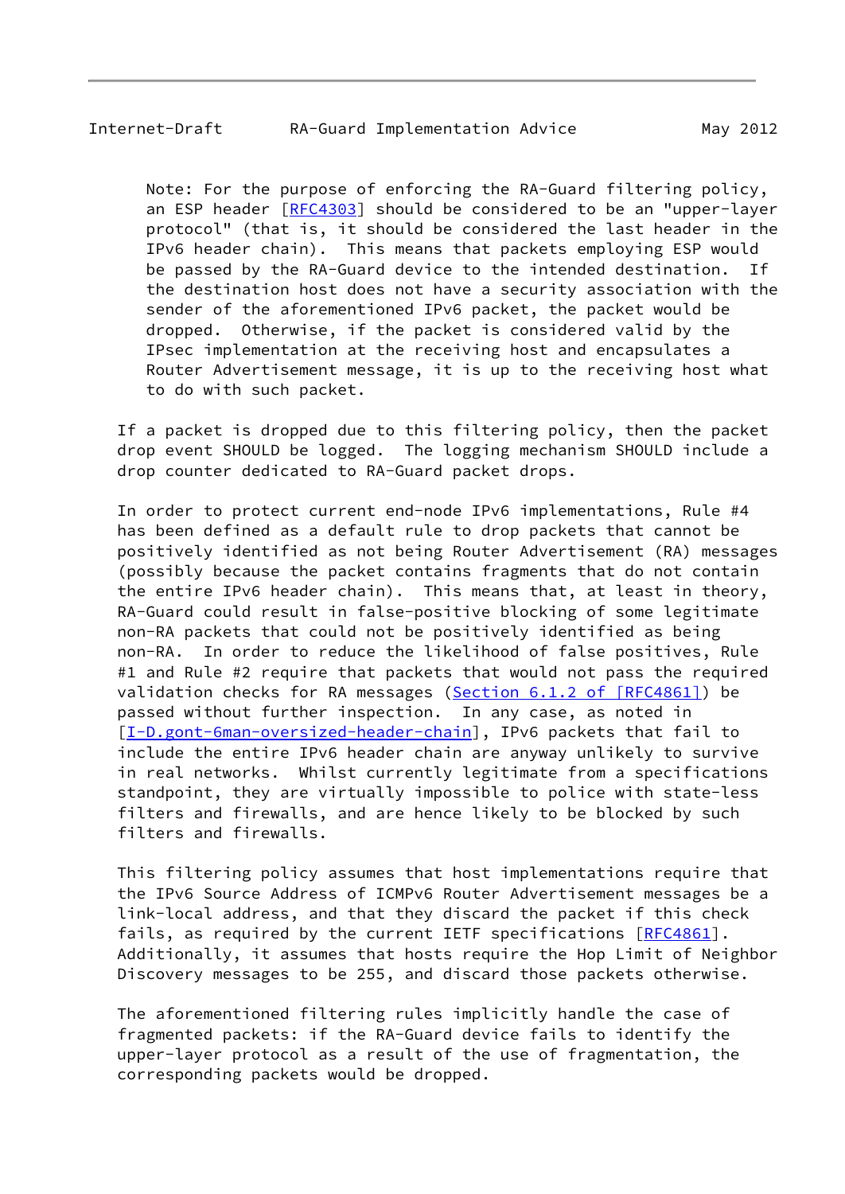Note: For the purpose of enforcing the RA-Guard filtering policy, an ESP header [RFC4303] should be considered to be an "upper-layer protocol" (that is, it should be considered the last header in the IPv6 header chain). This means that packets employing ESP would be passed by the RA-Guard device to the intended destination. If the destination host does not have a security association with the sender of the aforementioned IPv6 packet, the packet would be dropped. Otherwise, if the packet is considered valid by the IPsec implementation at the receiving host and encapsulates a Router Advertisement message, it is up to the receiving host what to do with such packet.

If a packet is dropped due to this filtering policy, then the packet drop event SHOULD be logged. The logging mechanism SHOULD include a drop counter dedicated to RA-Guard packet drops.

In order to protect current end-node IPv6 implementations, Rule #4 has been defined as a default rule to drop packets that cannot be positively identified as not being Router Advertisement (RA) messages (possibly because the packet contains fragments that do not contain the entire IPv6 header chain). This means that, at least in theory, RA-Guard could result in false-positive blocking of some legitimate non-RA packets that could not be positively identified as being non-RA. In order to reduce the likelihood of false positives, Rule #1 and Rule #2 require that packets that would not pass the required validation checks for RA messages (Section 6.1.2 of [RFC4861]) be passed without further inspection. In any case, as noted in [I-D.gont-6man-oversized-header-chain], IPv6 packets that fail to include the entire IPv6 header chain are anyway unlikely to survive in real networks. Whilst currently legitimate from a specifications standpoint, they are virtually impossible to police with state-less filters and firewalls, and are hence likely to be blocked by such filters and firewalls.

This filtering policy assumes that host implementations require that the IPv6 Source Address of ICMPv6 Router Advertisement messages be a link-local address, and that they discard the packet if this check fails, as required by the current IETF specifications [RFC4861]. Additionally, it assumes that hosts require the Hop Limit of Neighbor Discovery messages to be 255, and discard those packets otherwise.

The aforementioned filtering rules implicitly handle the case of fragmented packets: if the RA-Guard device fails to identify the upper-layer protocol as a result of the use of fragmentation, the corresponding packets would be dropped.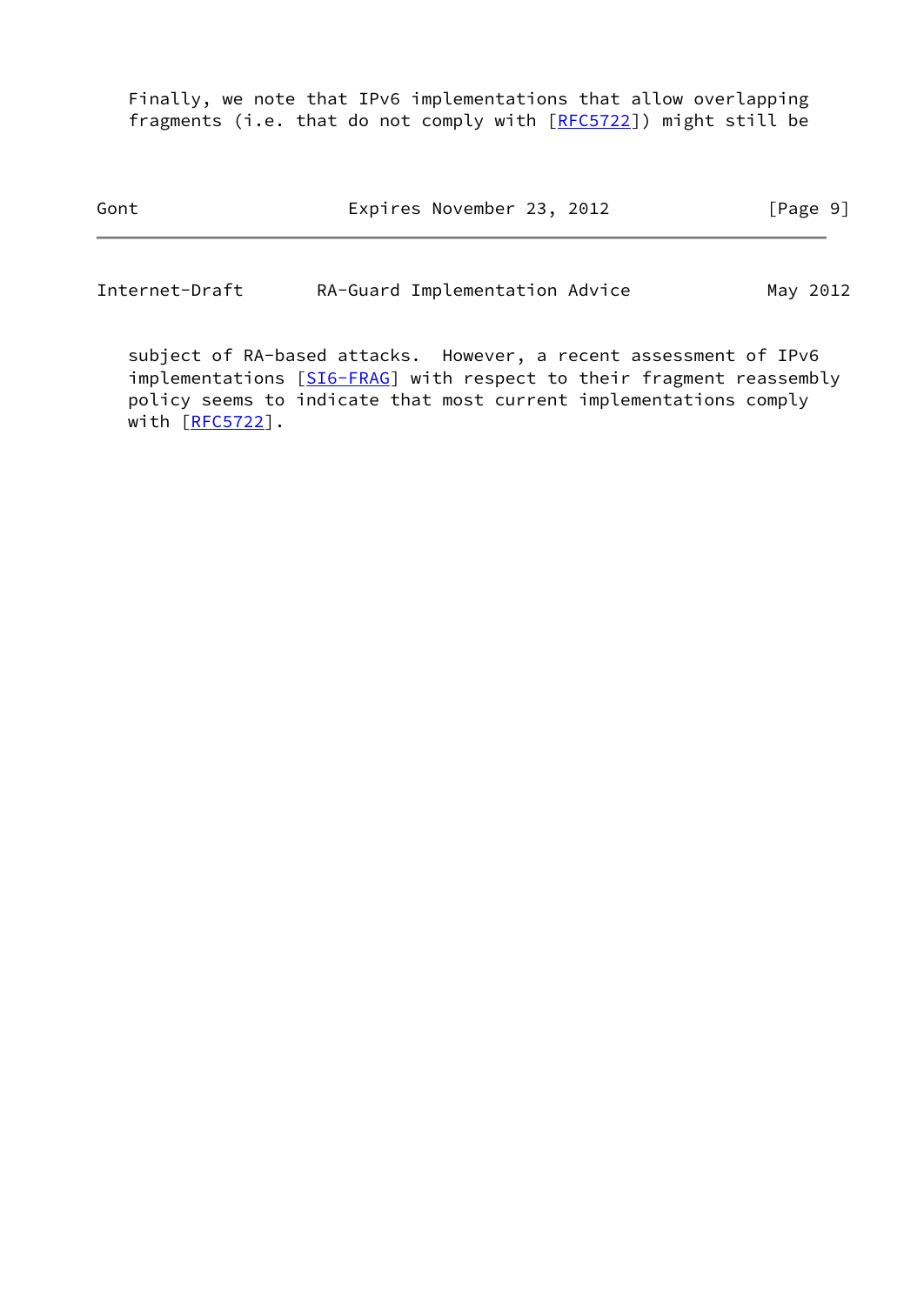Finally, we note that IPv6 implementations that allow overlapping fragments (i.e. that do not comply with [RFC5722]) might still be subject of RA-based attacks. However, a recent assessment of IPv6 implementations [SI6-FRAG] with respect to their fragment reassembly policy seems to indicate that most current implementations comply with [RFC5722].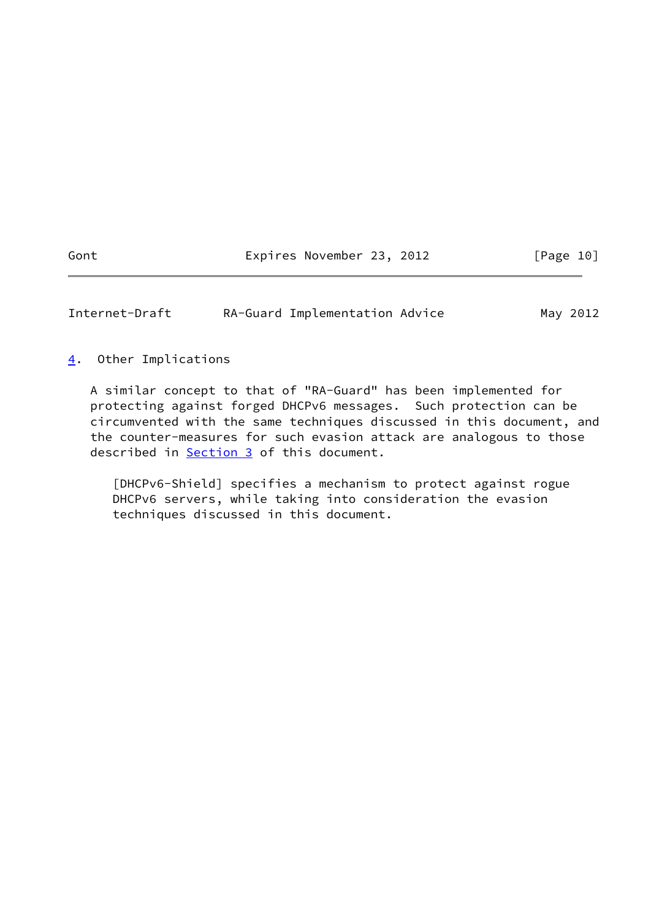## 4. Other Implications

A similar concept to that of "RA-Guard" has been implemented for protecting against forged DHCPv6 messages. Such protection can be circumvented with the same techniques discussed in this document, and the counter-measures for such evasion attack are analogous to those described in Section 3 of this document.

[DHCPv6-Shield] specifies a mechanism to protect against rogue DHCPv6 servers, while taking into consideration the evasion techniques discussed in this document.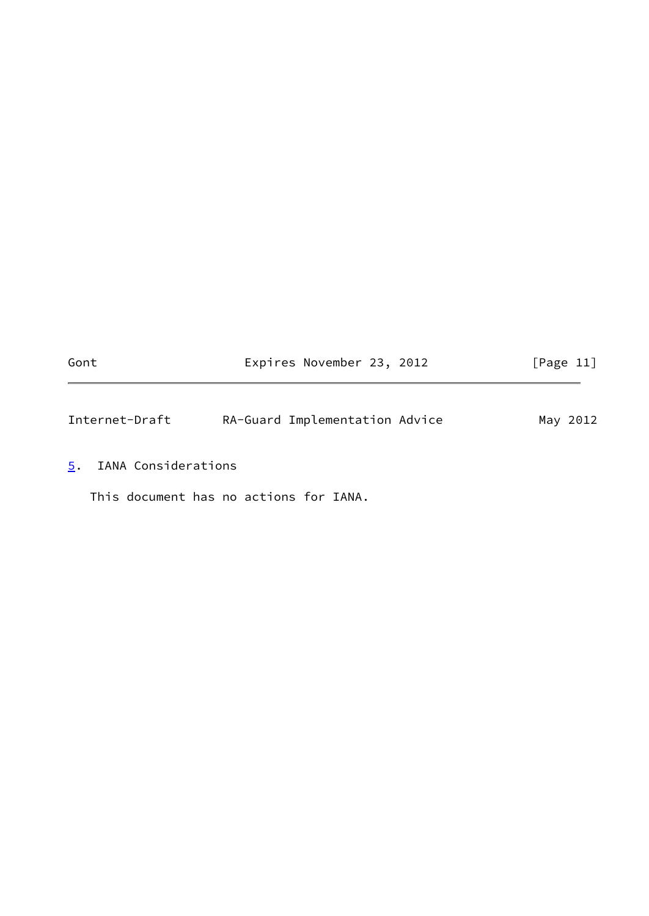## 5. IANA Considerations

This document has no actions for IANA.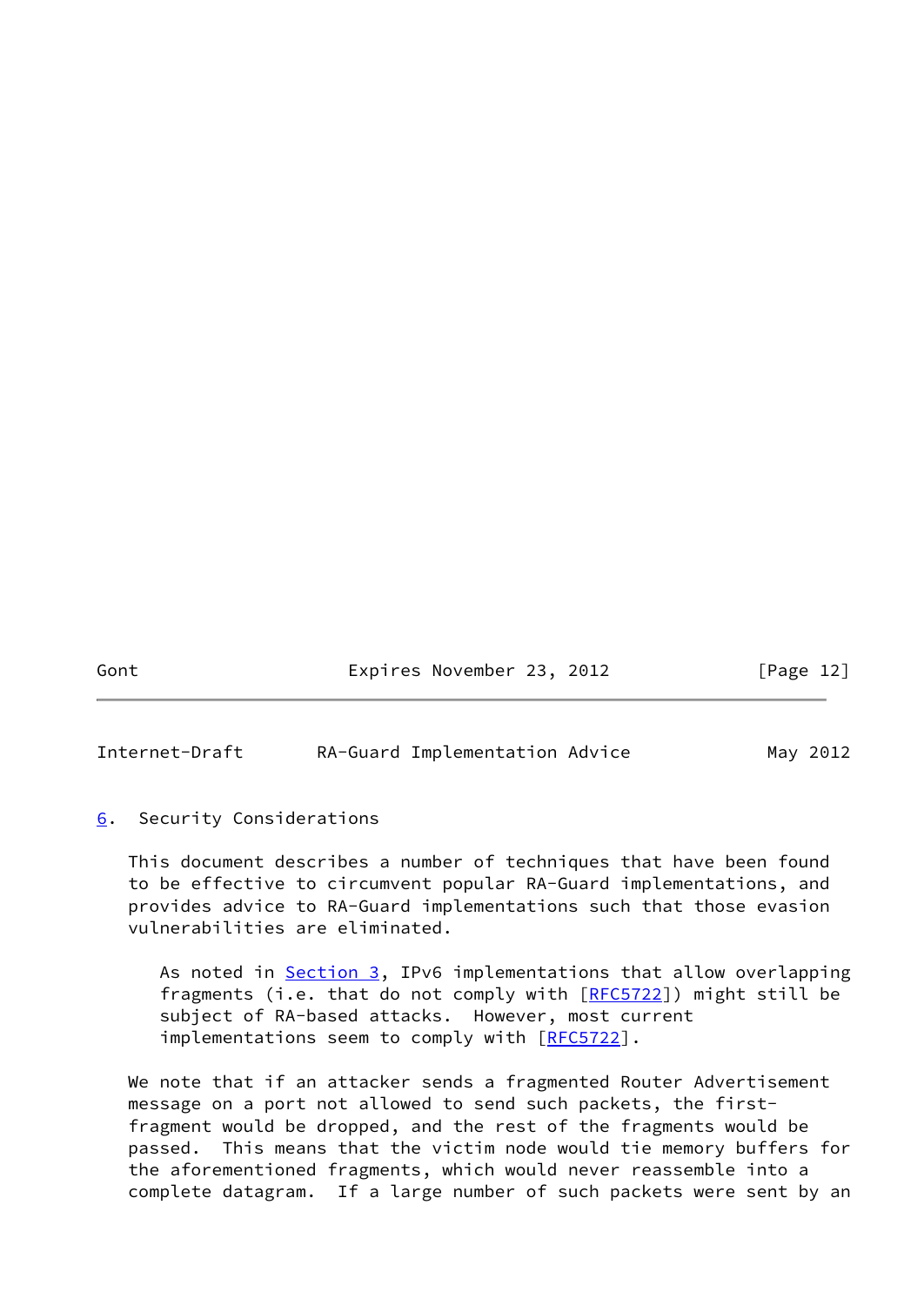## 6. Security Considerations

This document describes a number of techniques that have been found to be effective to circumvent popular RA-Guard implementations, and provides advice to RA-Guard implementations such that those evasion vulnerabilities are eliminated.

> As noted in Section 3, IPv6 implementations that allow overlapping fragments (i.e. that do not comply with [RFC5722]) might still be subject of RA-based attacks. However, most current implementations seem to comply with [RFC5722].

We note that if an attacker sends a fragmented Router Advertisement message on a port not allowed to send such packets, the first-fragment would be dropped, and the rest of the fragments would be passed. This means that the victim node would tie memory buffers for the aforementioned fragments, which would never reassemble into a complete datagram. If a large number of such packets were sent by an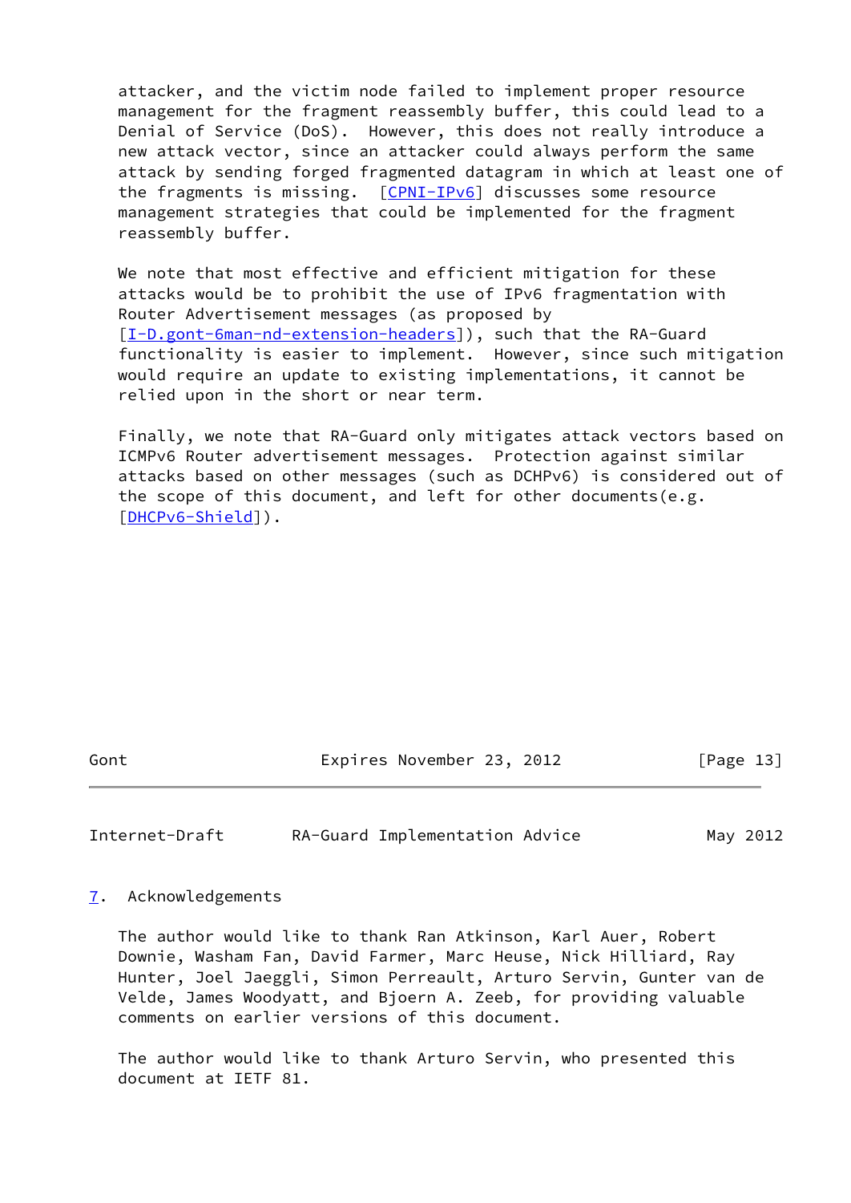attacker, and the victim node failed to implement proper resource management for the fragment reassembly buffer, this could lead to a Denial of Service (DoS). However, this does not really introduce a new attack vector, since an attacker could always perform the same attack by sending forged fragmented datagram in which at least one of the fragments is missing. [CPNI-IPv6] discusses some resource management strategies that could be implemented for the fragment reassembly buffer.

We note that most effective and efficient mitigation for these attacks would be to prohibit the use of IPv6 fragmentation with Router Advertisement messages (as proposed by [I-D.gont-6man-nd-extension-headers]), such that the RA-Guard functionality is easier to implement. However, since such mitigation would require an update to existing implementations, it cannot be relied upon in the short or near term.

Finally, we note that RA-Guard only mitigates attack vectors based on ICMPv6 Router advertisement messages. Protection against similar attacks based on other messages (such as DCHPv6) is considered out of the scope of this document, and left for other documents(e.g. [DHCPv6-Shield]).

## 7. Acknowledgements

The author would like to thank Ran Atkinson, Karl Auer, Robert Downie, Washam Fan, David Farmer, Marc Heuse, Nick Hilliard, Ray Hunter, Joel Jaeggli, Simon Perreault, Arturo Servin, Gunter van de Velde, James Woodyatt, and Bjoern A. Zeeb, for providing valuable comments on earlier versions of this document.

The author would like to thank Arturo Servin, who presented this document at IETF 81.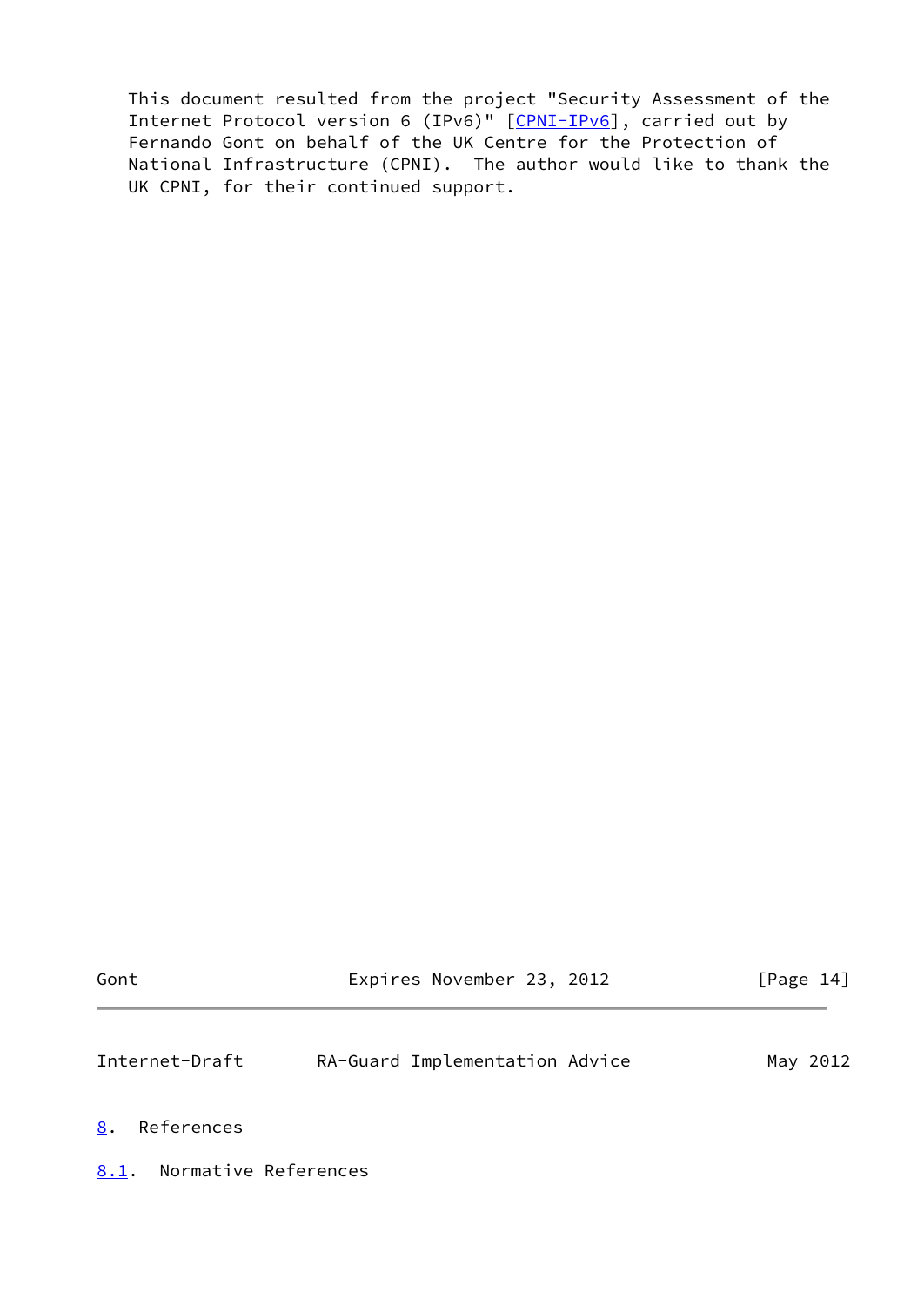This document resulted from the project "Security Assessment of the Internet Protocol version 6 (IPv6)" [CPNI-IPv6], carried out by Fernando Gont on behalf of the UK Centre for the Protection of National Infrastructure (CPNI). The author would like to thank the UK CPNI, for their continued support.

# 8. References

## 8.1. Normative References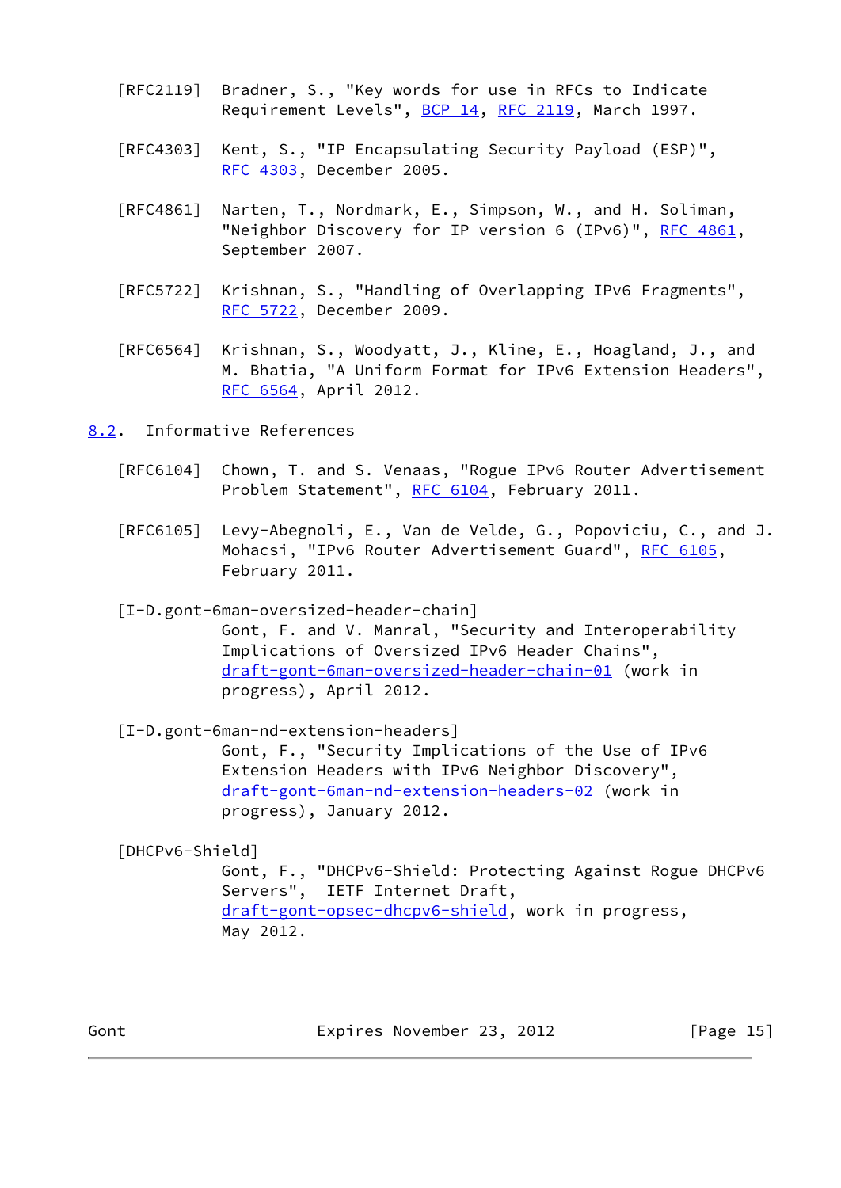[RFC2119] Bradner, S., "Key words for use in RFCs to Indicate Requirement Levels", BCP 14, RFC 2119, March 1997.

[RFC4303] Kent, S., "IP Encapsulating Security Payload (ESP)", RFC 4303, December 2005.

[RFC4861] Narten, T., Nordmark, E., Simpson, W., and H. Soliman, "Neighbor Discovery for IP version 6 (IPv6)", RFC 4861, September 2007.

[RFC5722] Krishnan, S., "Handling of Overlapping IPv6 Fragments", RFC 5722, December 2009.

[RFC6564] Krishnan, S., Woodyatt, J., Kline, E., Hoagland, J., and M. Bhatia, "A Uniform Format for IPv6 Extension Headers", RFC 6564, April 2012.

## 8.2. Informative References

[RFC6104] Chown, T. and S. Venaas, "Rogue IPv6 Router Advertisement Problem Statement", RFC 6104, February 2011.

[RFC6105] Levy-Abegnoli, E., Van de Velde, G., Popoviciu, C., and J. Mohacsi, "IPv6 Router Advertisement Guard", RFC 6105, February 2011.

[I-D.gont-6man-oversized-header-chain]
Gont, F. and V. Manral, "Security and Interoperability Implications of Oversized IPv6 Header Chains", draft-gont-6man-oversized-header-chain-01 (work in progress), April 2012.

[I-D.gont-6man-nd-extension-headers]
Gont, F., "Security Implications of the Use of IPv6 Extension Headers with IPv6 Neighbor Discovery", draft-gont-6man-nd-extension-headers-02 (work in progress), January 2012.

[DHCPv6-Shield]
Gont, F., "DHCPv6-Shield: Protecting Against Rogue DHCPv6 Servers", IETF Internet Draft, draft-gont-opsec-dhcpv6-shield, work in progress, May 2012.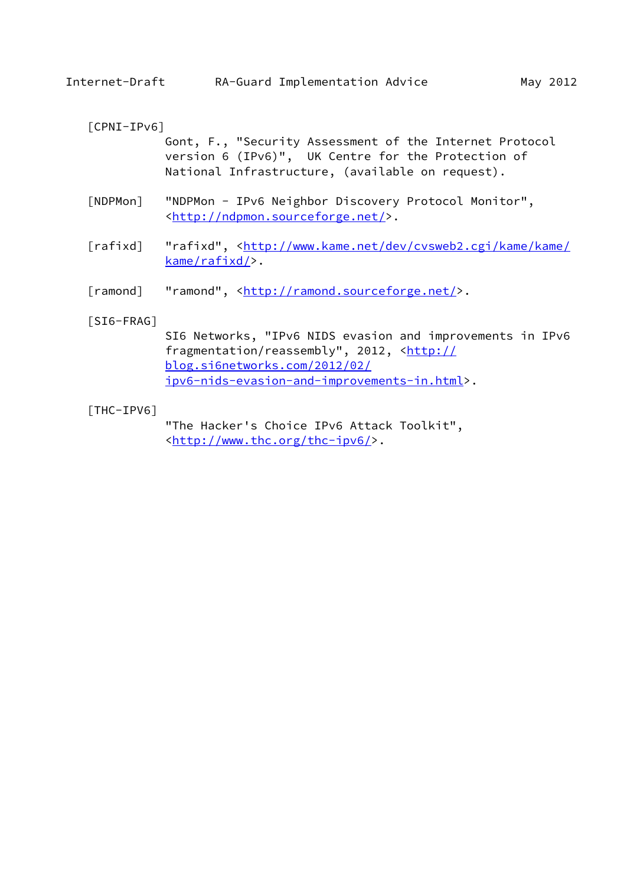[CPNI-IPv6]
Gont, F., "Security Assessment of the Internet Protocol version 6 (IPv6)", UK Centre for the Protection of National Infrastructure, (available on request).

[NDPMon] "NDPMon - IPv6 Neighbor Discovery Protocol Monitor", <http://ndpmon.sourceforge.net/>.

[rafixd] "rafixd", <http://www.kame.net/dev/cvsweb2.cgi/kame/kame/kame/rafixd/>.

[ramond] "ramond", <http://ramond.sourceforge.net/>.

[SI6-FRAG]
SI6 Networks, "IPv6 NIDS evasion and improvements in IPv6 fragmentation/reassembly", 2012, <http://blog.si6networks.com/2012/02/ipv6-nids-evasion-and-improvements-in.html>.

[THC-IPV6]
"The Hacker's Choice IPv6 Attack Toolkit", <http://www.thc.org/thc-ipv6/>.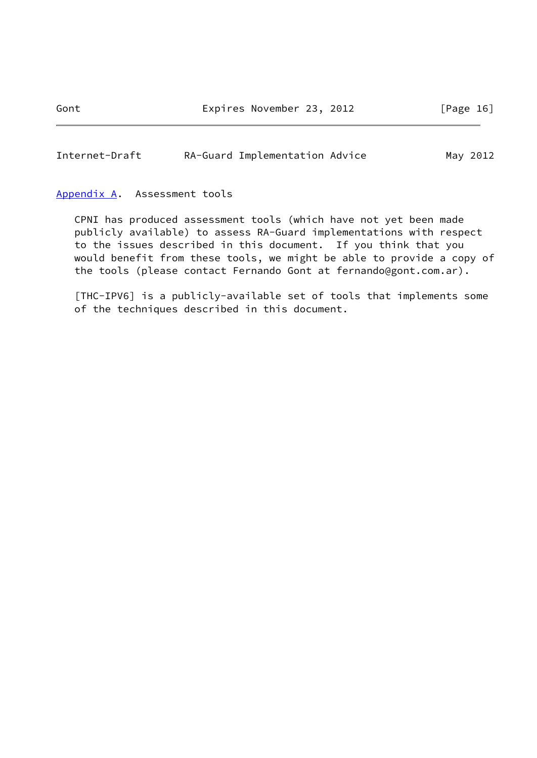# Appendix A. Assessment tools

CPNI has produced assessment tools (which have not yet been made publicly available) to assess RA-Guard implementations with respect to the issues described in this document. If you think that you would benefit from these tools, we might be able to provide a copy of the tools (please contact Fernando Gont at fernando@gont.com.ar).

[THC-IPV6] is a publicly-available set of tools that implements some of the techniques described in this document.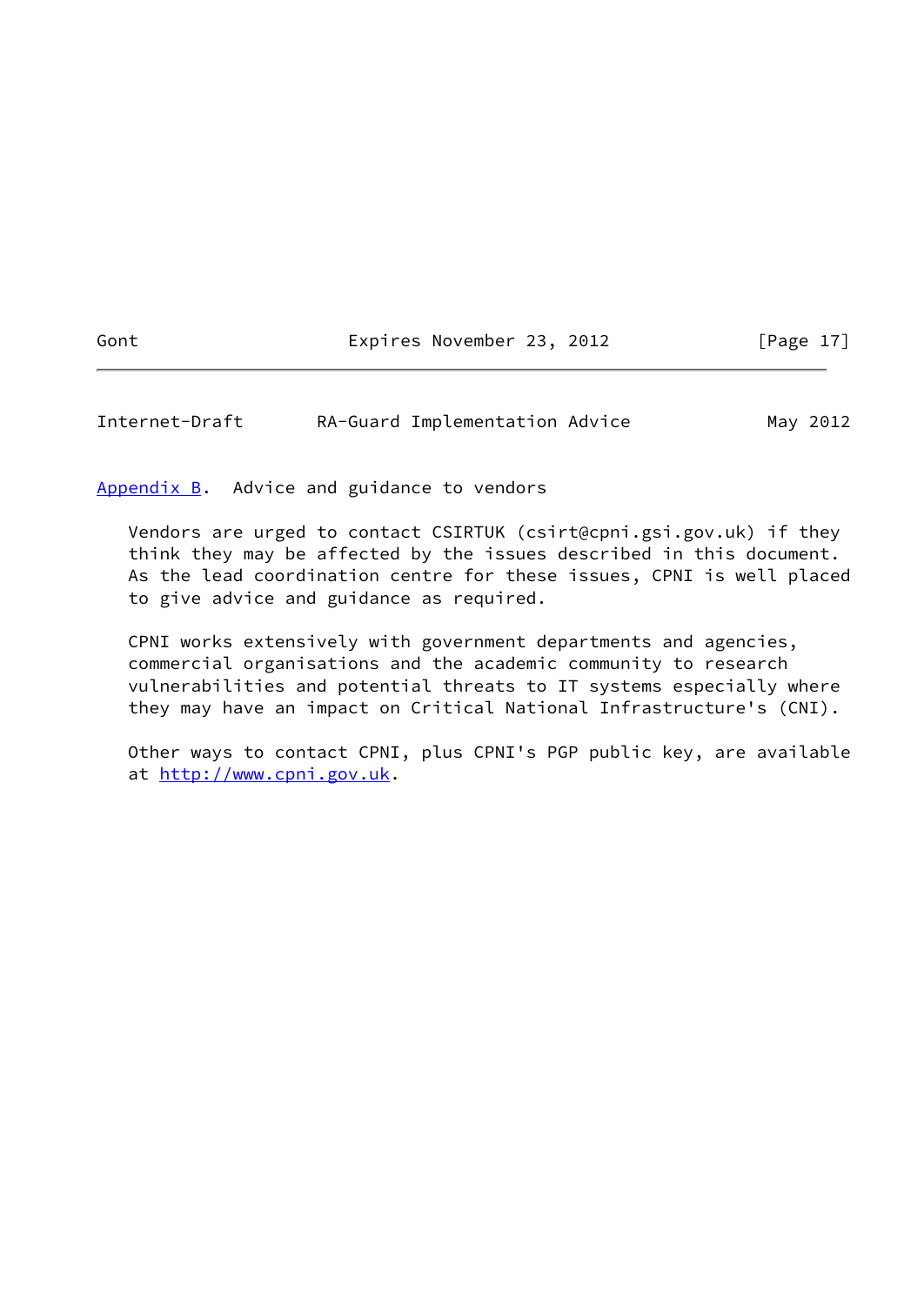## Appendix B. Advice and guidance to vendors

Vendors are urged to contact CSIRTUK (csirt@cpni.gsi.gov.uk) if they think they may be affected by the issues described in this document. As the lead coordination centre for these issues, CPNI is well placed to give advice and guidance as required.

CPNI works extensively with government departments and agencies, commercial organisations and the academic community to research vulnerabilities and potential threats to IT systems especially where they may have an impact on Critical National Infrastructure's (CNI).

Other ways to contact CPNI, plus CPNI's PGP public key, are available at http://www.cpni.gov.uk.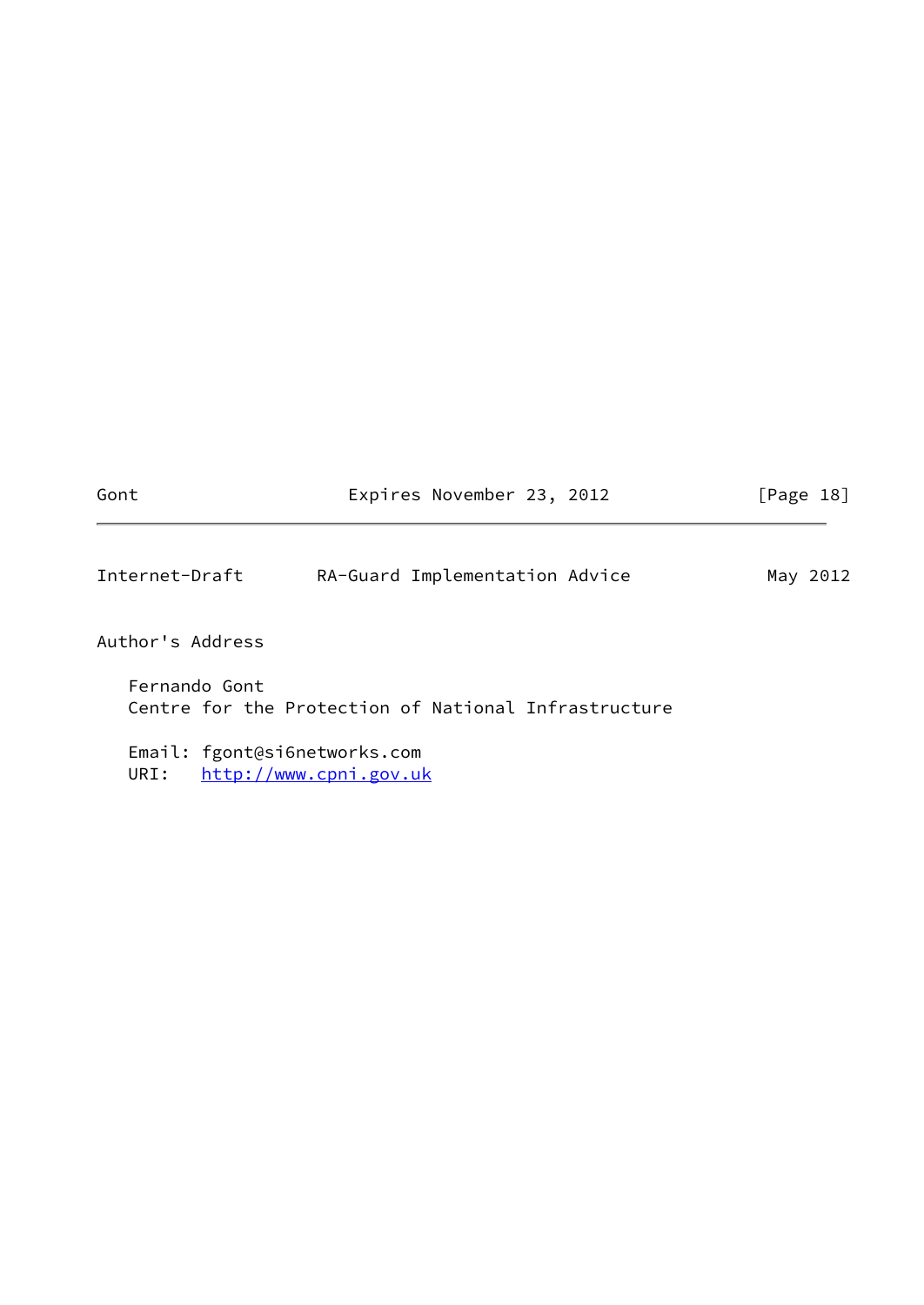# Author's Address

Fernando Gont
Centre for the Protection of National Infrastructure

Email: fgont@si6networks.com
URI: http://www.cpni.gov.uk